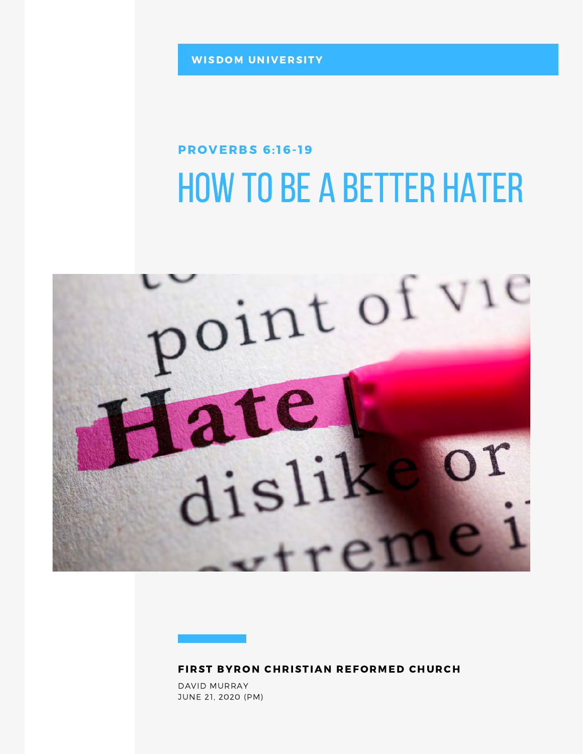**WISDOM UNIVERSITY**

**PROVERBS 6:16-19**

# HOW TO BE A BETTER HATER

**FIRST BYRON CHRISTIAN REFORMED CHURCH**

DAVID MURRAY

JUNE 21, 2020 (PM)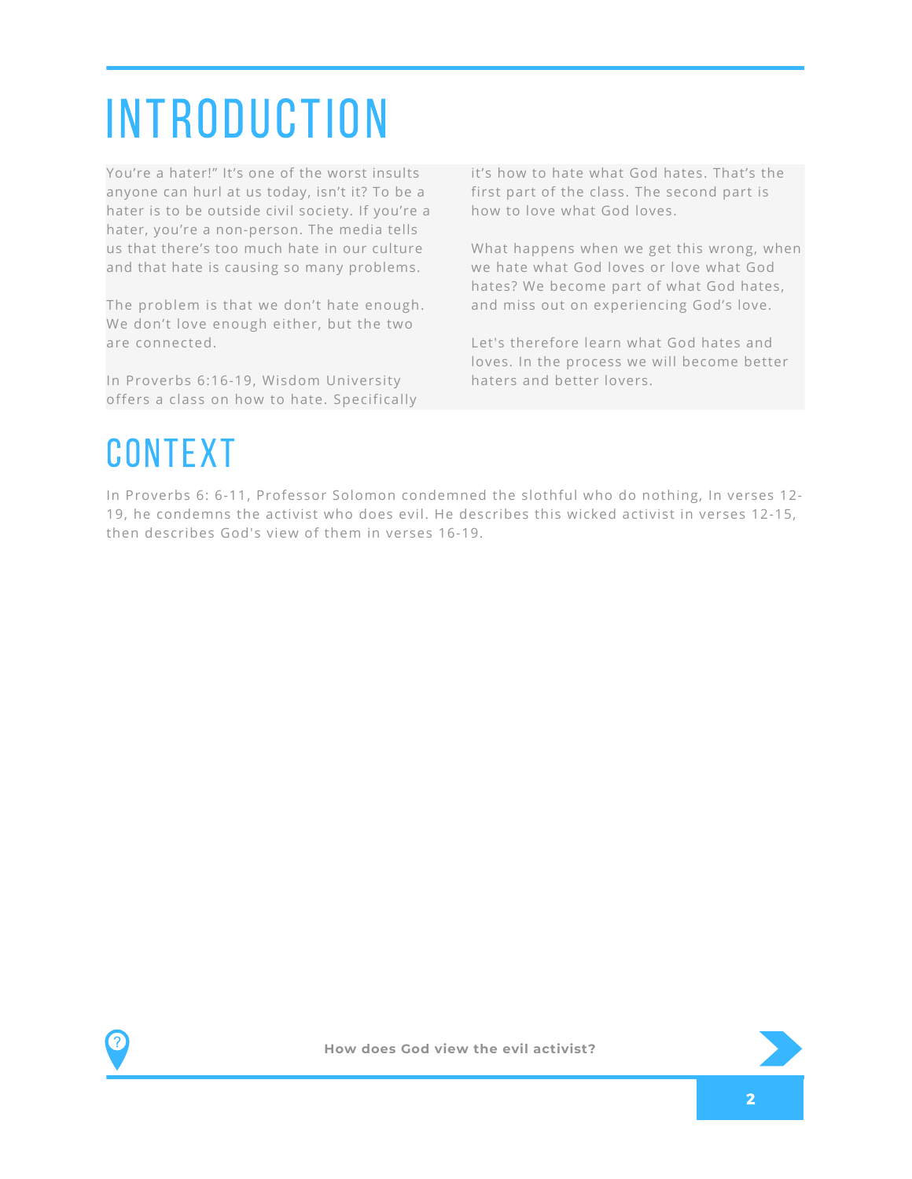# INTRODUCTION

You're a hater!" It's one of the worst insults anyone can hurl at us today, isn't it? To be a hater is to be outside civil society. If you're a hater, you're a non-person. The media tells us that there's too much hate in our culture and that hate is causing so many problems.

The problem is that we don't hate enough. We don't love enough either, but the two are connected.

In Proverbs 6:16-19, Wisdom University offers a class on how to hate. Specifically it's how to hate what God hates. That's the first part of the class. The second part is how to love what God loves.

What happens when we get this wrong, when we hate what God loves or love what God hates? We become part of what God hates, and miss out on experiencing God's love.

Let's therefore learn what God hates and loves. In the process we will become better haters and better lovers.

# CONTEXT

In Proverbs 6: 6-11, Professor Solomon condemned the slothful who do nothing, In verses 12-19, he condemns the activist who does evil. He describes this wicked activist in verses 12-15, then describes God's view of them in verses 16-19.

**How does God view the evil activist?**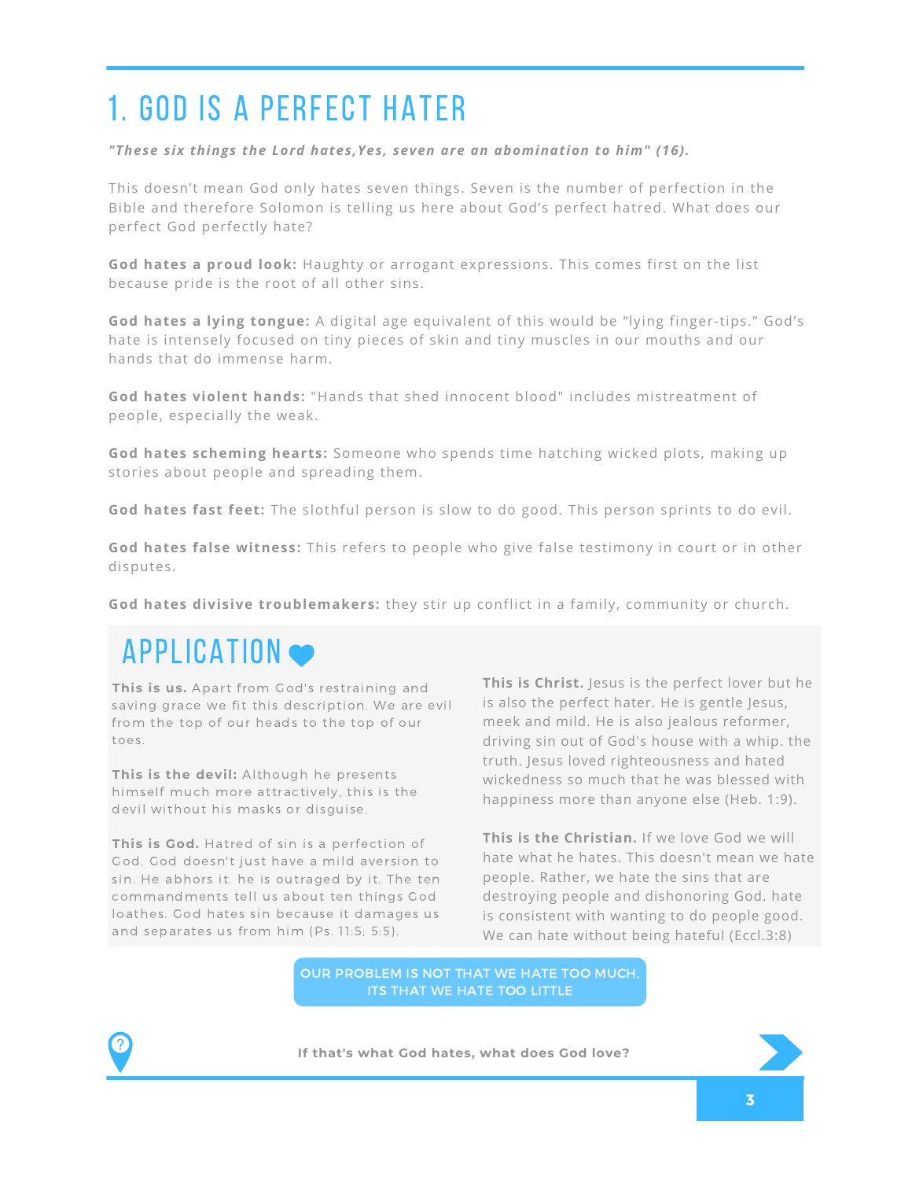# 1. GOD IS A PERFECT HATER

***"These six things the Lord hates,Yes, seven are an abomination to him" (16).***

This doesn't mean God only hates seven things. Seven is the number of perfection in the Bible and therefore Solomon is telling us here about God's perfect hatred. What does our perfect God perfectly hate?

**God hates a proud look:** Haughty or arrogant expressions. This comes first on the list because pride is the root of all other sins.

**God hates a lying tongue:** A digital age equivalent of this would be "lying finger-tips." God's hate is intensely focused on tiny pieces of skin and tiny muscles in our mouths and our hands that do immense harm.

**God hates violent hands:** "Hands that shed innocent blood" includes mistreatment of people, especially the weak.

**God hates scheming hearts:** Someone who spends time hatching wicked plots, making up stories about people and spreading them.

**God hates fast feet:** The slothful person is slow to do good. This person sprints to do evil.

**God hates false witness:** This refers to people who give false testimony in court or in other disputes.

**God hates divisive troublemakers:** they stir up conflict in a family, community or church.

## APPLICATION

**This is us.** Apart from God's restraining and saving grace we fit this description. We are evil from the top of our heads to the top of our toes.

**This is the devil:** Although he presents himself much more attractively, this is the devil without his masks or disguise.

**This is God.** Hatred of sin is a perfection of God. God doesn't just have a mild aversion to sin. He abhors it. he is outraged by it. The ten commandments tell us about ten things God loathes. God hates sin because it damages us and separates us from him (Ps. 11:5; 5:5).

**This is Christ.** Jesus is the perfect lover but he is also the perfect hater. He is gentle Jesus, meek and mild. He is also jealous reformer, driving sin out of God's house with a whip. the truth. Jesus loved righteousness and hated wickedness so much that he was blessed with happiness more than anyone else (Heb. 1:9).

**This is the Christian.** If we love God we will hate what he hates. This doesn't mean we hate people. Rather, we hate the sins that are destroying people and dishonoring God. hate is consistent with wanting to do people good. We can hate without being hateful (Eccl.3:8)

OUR PROBLEM IS NOT THAT WE HATE TOO MUCH, ITS THAT WE HATE TOO LITTLE

**If that's what God hates, what does God love?**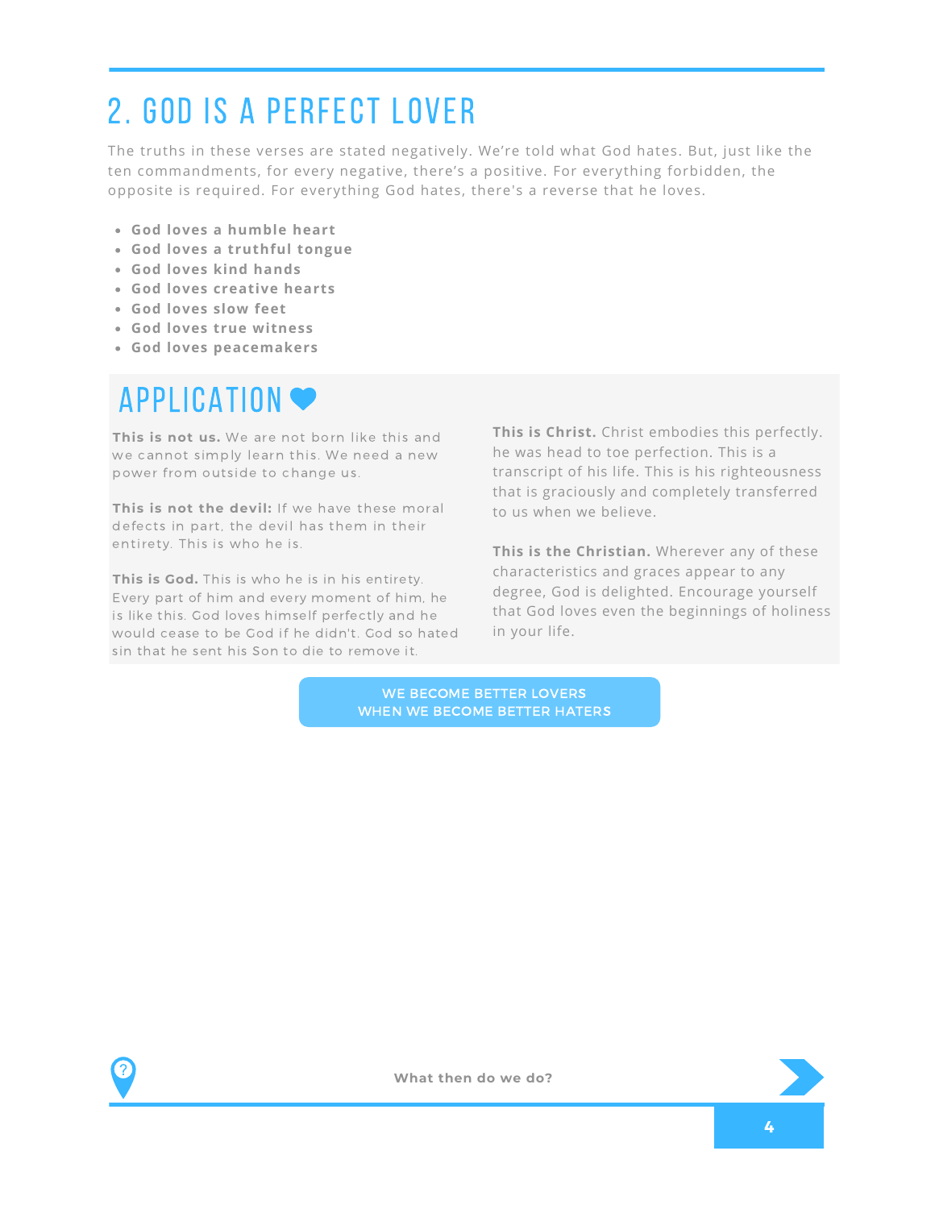## 2. GOD IS A PERFECT LOVER

The truths in these verses are stated negatively. We're told what God hates. But, just like the ten commandments, for every negative, there's a positive. For everything forbidden, the opposite is required. For everything God hates, there's a reverse that he loves.

- **God loves a humble heart**
- **God loves a truthful tongue**
- **God loves kind hands**
- **God loves creative hearts**
- **God loves slow feet**
- **God loves true witness**
- **God loves peacemakers**

## APPLICATION

**This is not us.** We are not born like this and we cannot simply learn this. We need a new power from outside to change us.

**This is not the devil:** If we have these moral defects in part, the devil has them in their entirety. This is who he is.

**This is God.** This is who he is in his entirety. Every part of him and every moment of him, he is like this. God loves himself perfectly and he would cease to be God if he didn't. God so hated sin that he sent his Son to die to remove it.

**This is Christ.** Christ embodies this perfectly. he was head to toe perfection. This is a transcript of his life. This is his righteousness that is graciously and completely transferred to us when we believe.

**This is the Christian.** Wherever any of these characteristics and graces appear to any degree, God is delighted. Encourage yourself that God loves even the beginnings of holiness in your life.

WE BECOME BETTER LOVERS
WHEN WE BECOME BETTER HATERS

What then do we do?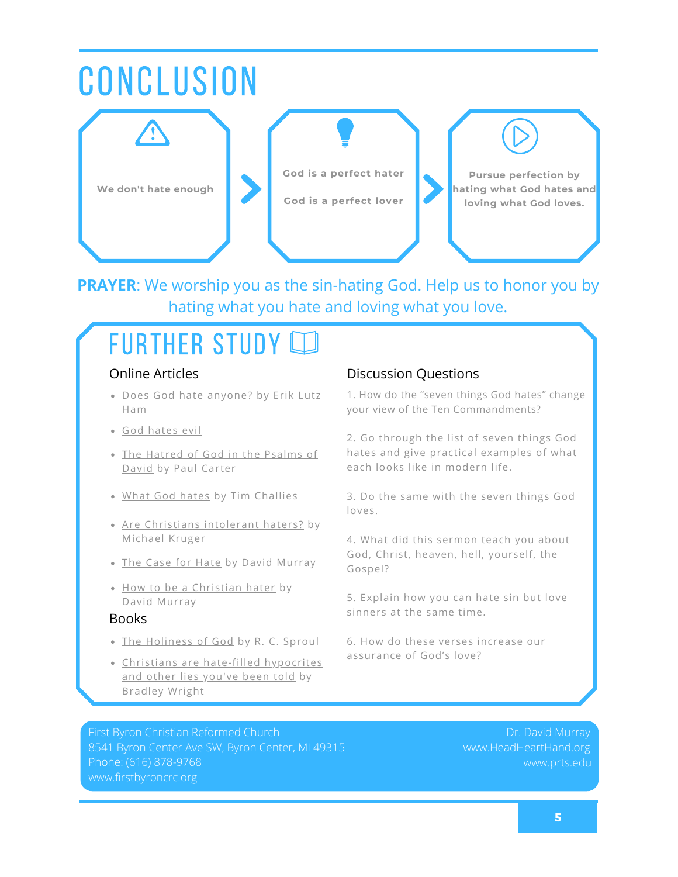# CONCLUSION

We don't hate enough

God is a perfect hater

God is a perfect lover

Pursue perfection by hating what God hates and loving what God loves.

**PRAYER**: We worship you as the sin-hating God. Help us to honor you by hating what you hate and loving what you love.

# FURTHER STUDY

## Online Articles

- Does God hate anyone? by Erik Lutz Ham
- God hates evil
- The Hatred of God in the Psalms of David by Paul Carter
- What God hates by Tim Challies
- Are Christians intolerant haters? by Michael Kruger
- The Case for Hate by David Murray
- How to be a Christian hater by David Murray

## Books

- The Holiness of God by R. C. Sproul
- Christians are hate-filled hypocrites and other lies you've been told by Bradley Wright

## Discussion Questions

1. How do the "seven things God hates" change your view of the Ten Commandments?
2. Go through the list of seven things God hates and give practical examples of what each looks like in modern life.
3. Do the same with the seven things God loves.
4. What did this sermon teach you about God, Christ, heaven, hell, yourself, the Gospel?
5. Explain how you can hate sin but love sinners at the same time.
6. How do these verses increase our assurance of God's love?

First Byron Christian Reformed Church
8541 Byron Center Ave SW, Byron Center, MI 49315
Phone: (616) 878-9768
www.firstbyroncrc.org

Dr. David Murray
www.HeadHeartHand.org
www.prts.edu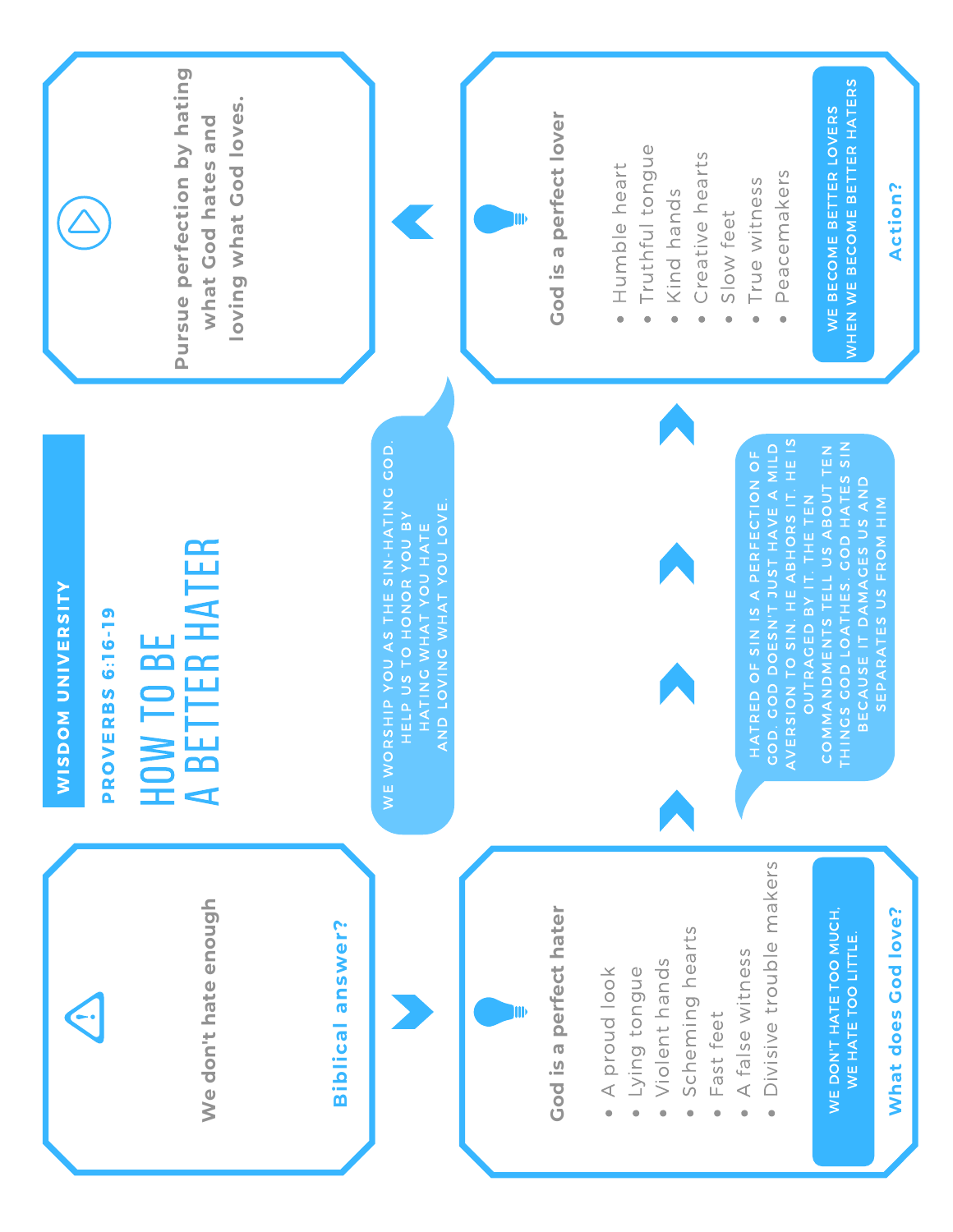WISDOM UNIVERSITY

PROVERBS 6:16-19

# HOW TO BE A BETTER HATER

We don't hate enough

**Biblical answer?**

## God is a perfect hater

- A proud look
- Lying tongue
- Violent hands
- Scheming hearts
- Fast feet
- A false witness
- Divisive trouble makers

WE DON'T HATE TOO MUCH, WE HATE TOO LITTLE.

**What does God love?**

HATRED OF SIN IS A PERFECTION OF GOD. GOD DOESN'T JUST HAVE A MILD AVERSION TO SIN. HE ABHORS IT. HE IS OUTRAGED BY IT. THE TEN COMMANDMENTS TELL US ABOUT TEN THINGS GOD LOATHES. GOD HATES SIN BECAUSE IT DAMAGES US AND SEPARATES US FROM HIM

## God is a perfect lover

- Humble heart
- Truthful tongue
- Kind hands
- Creative hearts
- Slow feet
- True witness
- Peacemakers

WE BECOME BETTER LOVERS WHEN WE BECOME BETTER HATERS

**Action?**

Pursue perfection by hating what God hates and loving what God loves.

WE WORSHIP YOU AS THE SIN-HATING GOD. HELP US TO HONOR YOU BY HATING WHAT YOU HATE AND LOVING WHAT YOU LOVE.